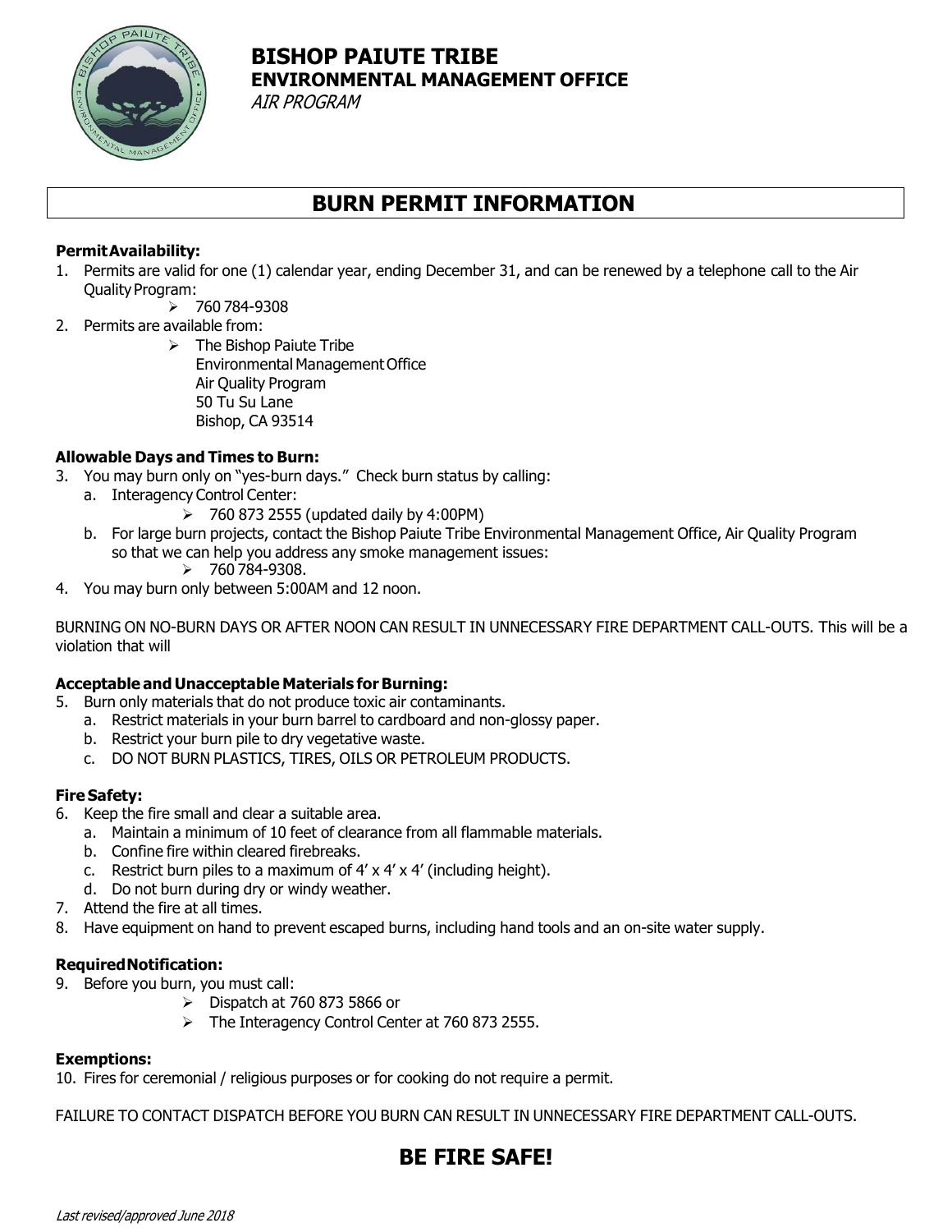# BISHOP PAIUTE TRIBE

## ENVIRONMENTAL MANAGEMENT OFFICE

*AIR PROGRAM*

# BURN PERMIT INFORMATION

**Permit Availability:**

1. Permits are valid for one (1) calendar year, ending December 31, and can be renewed by a telephone call to the Air Quality Program:
   - 760 784-9308
2. Permits are available from:
   - The Bishop Paiute Tribe
     Environmental Management Office
     Air Quality Program
     50 Tu Su Lane
     Bishop, CA 93514

**Allowable Days and Times to Burn:**

3. You may burn only on "yes-burn days." Check burn status by calling:
   a. Interagency Control Center:
      - 760 873 2555 (updated daily by 4:00PM)

   b. For large burn projects, contact the Bishop Paiute Tribe Environmental Management Office, Air Quality Program so that we can help you address any smoke management issues:
      - 760 784-9308.
4. You may burn only between 5:00AM and 12 noon.

BURNING ON NO-BURN DAYS OR AFTER NOON CAN RESULT IN UNNECESSARY FIRE DEPARTMENT CALL-OUTS. This will be a violation that will

**Acceptable and Unacceptable Materials for Burning:**

5. Burn only materials that do not produce toxic air contaminants.
   a. Restrict materials in your burn barrel to cardboard and non-glossy paper.
   b. Restrict your burn pile to dry vegetative waste.
   c. DO NOT BURN PLASTICS, TIRES, OILS OR PETROLEUM PRODUCTS.

**Fire Safety:**

6. Keep the fire small and clear a suitable area.
   a. Maintain a minimum of 10 feet of clearance from all flammable materials.
   b. Confine fire within cleared firebreaks.
   c. Restrict burn piles to a maximum of 4' x 4' x 4' (including height).
   d. Do not burn during dry or windy weather.
7. Attend the fire at all times.
8. Have equipment on hand to prevent escaped burns, including hand tools and an on-site water supply.

**Required Notification:**

9. Before you burn, you must call:
   - Dispatch at 760 873 5866 or
   - The Interagency Control Center at 760 873 2555.

**Exemptions:**

10. Fires for ceremonial / religious purposes or for cooking do not require a permit.

FAILURE TO CONTACT DISPATCH BEFORE YOU BURN CAN RESULT IN UNNECESSARY FIRE DEPARTMENT CALL-OUTS.

# BE FIRE SAFE!

*Last revised/approved June 2018*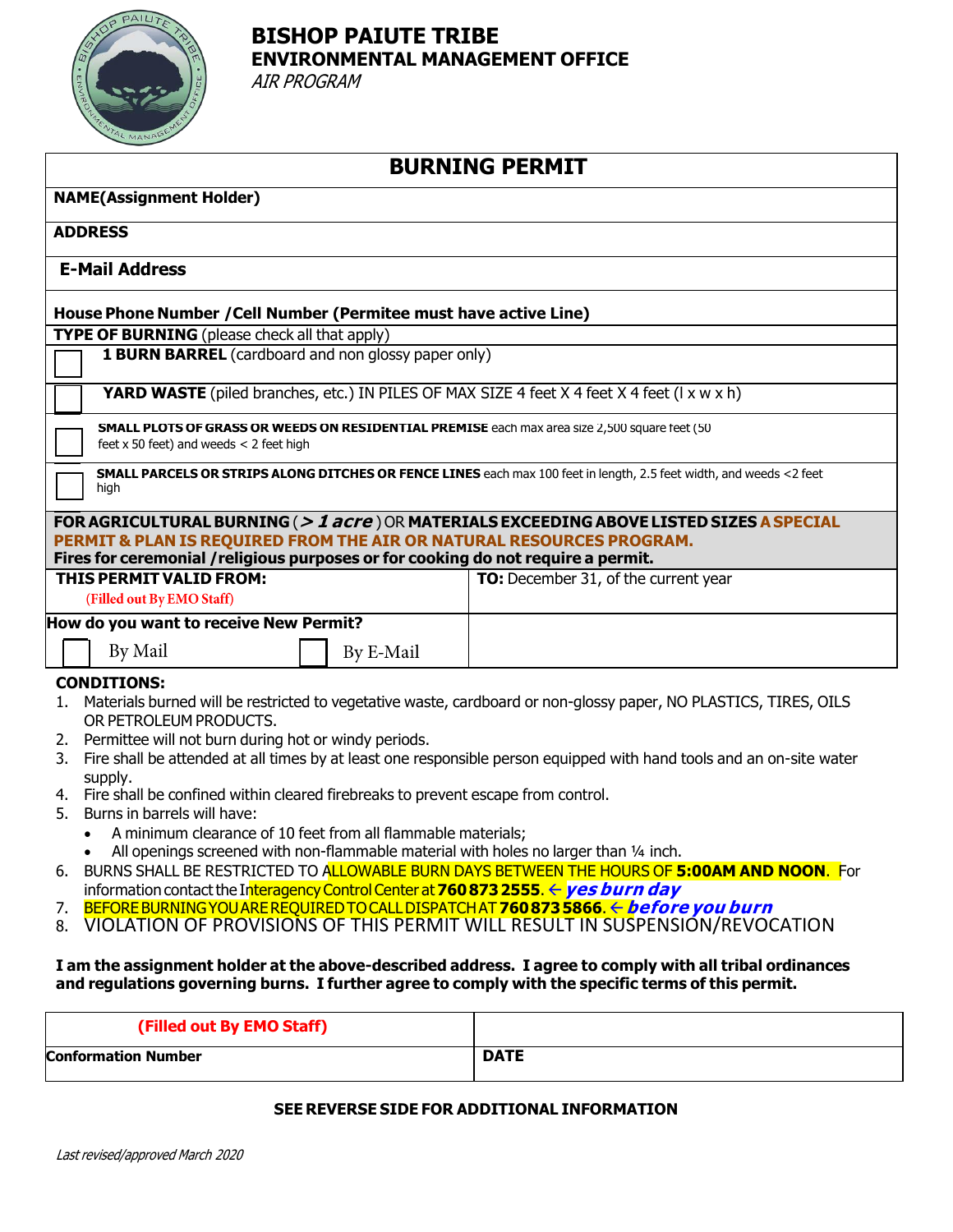# BISHOP PAIUTE TRIBE

## ENVIRONMENTAL MANAGEMENT OFFICE

*AIR PROGRAM*

| BURNING PERMIT | |
|---|---|
| **NAME(Assignment Holder)** | |
| **ADDRESS** | |
| **E-Mail Address** | |
| **House Phone Number /Cell Number (Permitee must have active Line)** | |
| **TYPE OF BURNING** (please check all that apply) | |
| ☐ **1 BURN BARREL** (cardboard and non glossy paper only) | |
| ☐ **YARD WASTE** (piled branches, etc.) IN PILES OF MAX SIZE 4 feet X 4 feet X 4 feet (l x w x h) | |
| ☐ **SMALL PLOTS OF GRASS OR WEEDS ON RESIDENTIAL PREMISE** each max area size 2,500 square feet (50 feet x 50 feet) and weeds < 2 feet high | |
| ☐ **SMALL PARCELS OR STRIPS ALONG DITCHES OR FENCE LINES** each max 100 feet in length, 2.5 feet width, and weeds <2 feet high | |
| **FOR AGRICULTURAL BURNING** ( ***> 1 acre*** ) OR **MATERIALS EXCEEDING ABOVE LISTED SIZES A SPECIAL PERMIT & PLAN IS REQUIRED FROM THE AIR OR NATURAL RESOURCES PROGRAM. Fires for ceremonial /religious purposes or for cooking do not require a permit.** | |
| **THIS PERMIT VALID FROM:** (Filled out By EMO Staff) | **TO:** December 31, of the current year |
| **How do you want to receive New Permit?** ☐ By Mail ☐ By E-Mail | |

**CONDITIONS:**

1. Materials burned will be restricted to vegetative waste, cardboard or non-glossy paper, NO PLASTICS, TIRES, OILS OR PETROLEUM PRODUCTS.
2. Permittee will not burn during hot or windy periods.
3. Fire shall be attended at all times by at least one responsible person equipped with hand tools and an on-site water supply.
4. Fire shall be confined within cleared firebreaks to prevent escape from control.
5. Burns in barrels will have:
   - A minimum clearance of 10 feet from all flammable materials;
   - All openings screened with non-flammable material with holes no larger than ¼ inch.
6. BURNS SHALL BE RESTRICTED TO ALLOWABLE BURN DAYS BETWEEN THE HOURS OF **5:00AM AND NOON**. For information contact the Interagency Control Center at **760 873 2555**. ← ***yes burn day***
7. BEFORE BURNING YOU ARE REQUIRED TO CALL DISPATCH AT **760 873 5866**. ← ***before you burn***
8. VIOLATION OF PROVISIONS OF THIS PERMIT WILL RESULT IN SUSPENSION/REVOCATION

**I am the assignment holder at the above-described address. I agree to comply with all tribal ordinances and regulations governing burns. I further agree to comply with the specific terms of this permit.**

| (Filled out By EMO Staff) | |
|---|---|
| **Conformation Number** | **DATE** |

**SEE REVERSE SIDE FOR ADDITIONAL INFORMATION**

*Last revised/approved March 2020*